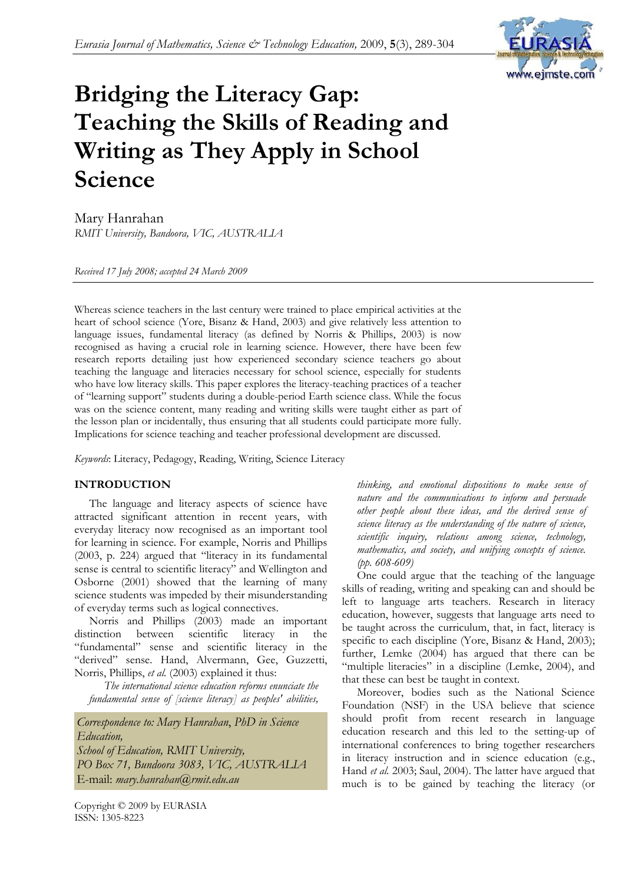# Bridging the Literacy Gap: Teaching the Skills of Reading and Writing as They Apply in School Science

Mary Hanrahan
*RMIT University, Bandoora, VIC, AUSTRALIA*

*Received 17 July 2008; accepted 24 March 2009*

Whereas science teachers in the last century were trained to place empirical activities at the heart of school science (Yore, Bisanz & Hand, 2003) and give relatively less attention to language issues, fundamental literacy (as defined by Norris & Phillips, 2003) is now recognised as having a crucial role in learning science. However, there have been few research reports detailing just how experienced secondary science teachers go about teaching the language and literacies necessary for school science, especially for students who have low literacy skills. This paper explores the literacy-teaching practices of a teacher of "learning support" students during a double-period Earth science class. While the focus was on the science content, many reading and writing skills were taught either as part of the lesson plan or incidentally, thus ensuring that all students could participate more fully. Implications for science teaching and teacher professional development are discussed.

*Keywords*: Literacy, Pedagogy, Reading, Writing, Science Literacy

## INTRODUCTION

The language and literacy aspects of science have attracted significant attention in recent years, with everyday literacy now recognised as an important tool for learning in science. For example, Norris and Phillips (2003, p. 224) argued that "literacy in its fundamental sense is central to scientific literacy" and Wellington and Osborne (2001) showed that the learning of many science students was impeded by their misunderstanding of everyday terms such as logical connectives.

Norris and Phillips (2003) made an important distinction between scientific literacy in the "fundamental" sense and scientific literacy in the "derived" sense. Hand, Alvermann, Gee, Guzzetti, Norris, Phillips, *et al.* (2003) explained it thus:

> *The international science education reforms enunciate the fundamental sense of [science literacy] as peoples' abilities, thinking, and emotional dispositions to make sense of nature and the communications to inform and persuade other people about these ideas, and the derived sense of science literacy as the understanding of the nature of science, scientific inquiry, relations among science, technology, mathematics, and society, and unifying concepts of science. (pp. 608-609)*

One could argue that the teaching of the language skills of reading, writing and speaking can and should be left to language arts teachers. Research in literacy education, however, suggests that language arts need to be taught across the curriculum, that, in fact, literacy is specific to each discipline (Yore, Bisanz & Hand, 2003); further, Lemke (2004) has argued that there can be "multiple literacies" in a discipline (Lemke, 2004), and that these can best be taught in context.

Moreover, bodies such as the National Science Foundation (NSF) in the USA believe that science should profit from recent research in language education research and this led to the setting-up of international conferences to bring together researchers in literacy instruction and in science education (e.g., Hand *et al.* 2003; Saul, 2004). The latter have argued that much is to be gained by teaching the literacy (or

*Correspondence to: Mary Hanrahan, PhD in Science Education,*
*School of Education, RMIT University,*
*PO Box 71, Bundoora 3083, VIC, AUSTRALIA*
E-mail: *mary.hanrahan@rmit.edu.au*

Copyright © 2009 by EURASIA
ISSN: 1305-8223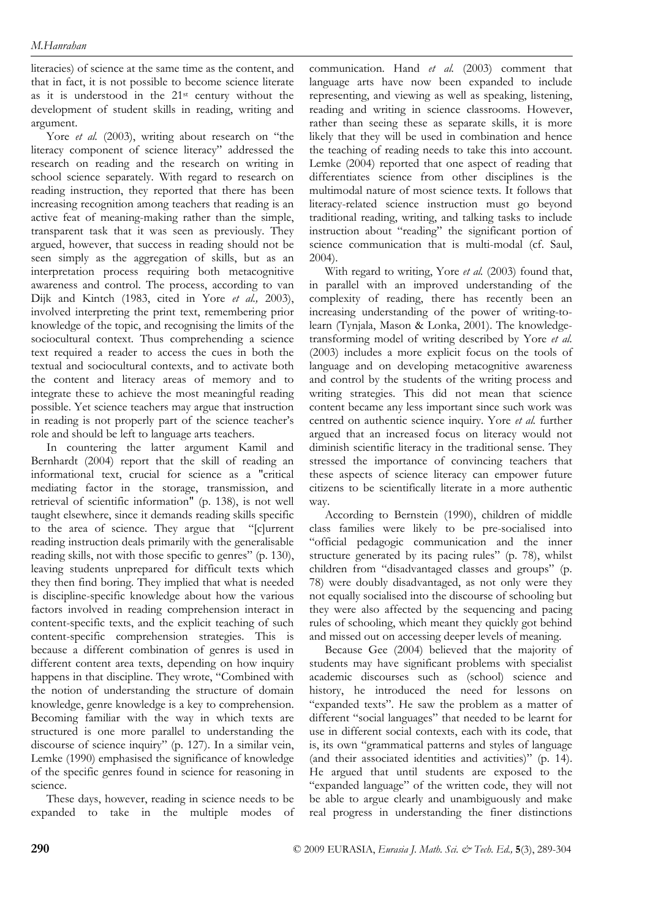literacies) of science at the same time as the content, and that in fact, it is not possible to become science literate as it is understood in the 21st century without the development of student skills in reading, writing and argument.

Yore *et al.* (2003), writing about research on "the literacy component of science literacy" addressed the research on reading and the research on writing in school science separately. With regard to research on reading instruction, they reported that there has been increasing recognition among teachers that reading is an active feat of meaning-making rather than the simple, transparent task that it was seen as previously. They argued, however, that success in reading should not be seen simply as the aggregation of skills, but as an interpretation process requiring both metacognitive awareness and control. The process, according to van Dijk and Kintch (1983, cited in Yore *et al.,* 2003), involved interpreting the print text, remembering prior knowledge of the topic, and recognising the limits of the sociocultural context. Thus comprehending a science text required a reader to access the cues in both the textual and sociocultural contexts, and to activate both the content and literacy areas of memory and to integrate these to achieve the most meaningful reading possible. Yet science teachers may argue that instruction in reading is not properly part of the science teacher's role and should be left to language arts teachers.

In countering the latter argument Kamil and Bernhardt (2004) report that the skill of reading an informational text, crucial for science as a "critical mediating factor in the storage, transmission, and retrieval of scientific information" (p. 138), is not well taught elsewhere, since it demands reading skills specific to the area of science. They argue that "[c]urrent reading instruction deals primarily with the generalisable reading skills, not with those specific to genres" (p. 130), leaving students unprepared for difficult texts which they then find boring. They implied that what is needed is discipline-specific knowledge about how the various factors involved in reading comprehension interact in content-specific texts, and the explicit teaching of such content-specific comprehension strategies. This is because a different combination of genres is used in different content area texts, depending on how inquiry happens in that discipline. They wrote, "Combined with the notion of understanding the structure of domain knowledge, genre knowledge is a key to comprehension. Becoming familiar with the way in which texts are structured is one more parallel to understanding the discourse of science inquiry" (p. 127). In a similar vein, Lemke (1990) emphasised the significance of knowledge of the specific genres found in science for reasoning in science.

These days, however, reading in science needs to be expanded to take in the multiple modes of communication. Hand *et al.* (2003) comment that language arts have now been expanded to include representing, and viewing as well as speaking, listening, reading and writing in science classrooms. However, rather than seeing these as separate skills, it is more likely that they will be used in combination and hence the teaching of reading needs to take this into account. Lemke (2004) reported that one aspect of reading that differentiates science from other disciplines is the multimodal nature of most science texts. It follows that literacy-related science instruction must go beyond traditional reading, writing, and talking tasks to include instruction about "reading" the significant portion of science communication that is multi-modal (cf. Saul, 2004).

With regard to writing, Yore *et al.* (2003) found that, in parallel with an improved understanding of the complexity of reading, there has recently been an increasing understanding of the power of writing-to-learn (Tynjala, Mason & Lonka, 2001). The knowledge-transforming model of writing described by Yore *et al.* (2003) includes a more explicit focus on the tools of language and on developing metacognitive awareness and control by the students of the writing process and writing strategies. This did not mean that science content became any less important since such work was centred on authentic science inquiry. Yore *et al.* further argued that an increased focus on literacy would not diminish scientific literacy in the traditional sense. They stressed the importance of convincing teachers that these aspects of science literacy can empower future citizens to be scientifically literate in a more authentic way.

According to Bernstein (1990), children of middle class families were likely to be pre-socialised into "official pedagogic communication and the inner structure generated by its pacing rules" (p. 78), whilst children from "disadvantaged classes and groups" (p. 78) were doubly disadvantaged, as not only were they not equally socialised into the discourse of schooling but they were also affected by the sequencing and pacing rules of schooling, which meant they quickly got behind and missed out on accessing deeper levels of meaning.

Because Gee (2004) believed that the majority of students may have significant problems with specialist academic discourses such as (school) science and history, he introduced the need for lessons on "expanded texts". He saw the problem as a matter of different "social languages" that needed to be learnt for use in different social contexts, each with its code, that is, its own "grammatical patterns and styles of language (and their associated identities and activities)" (p. 14). He argued that until students are exposed to the "expanded language" of the written code, they will not be able to argue clearly and unambiguously and make real progress in understanding the finer distinctions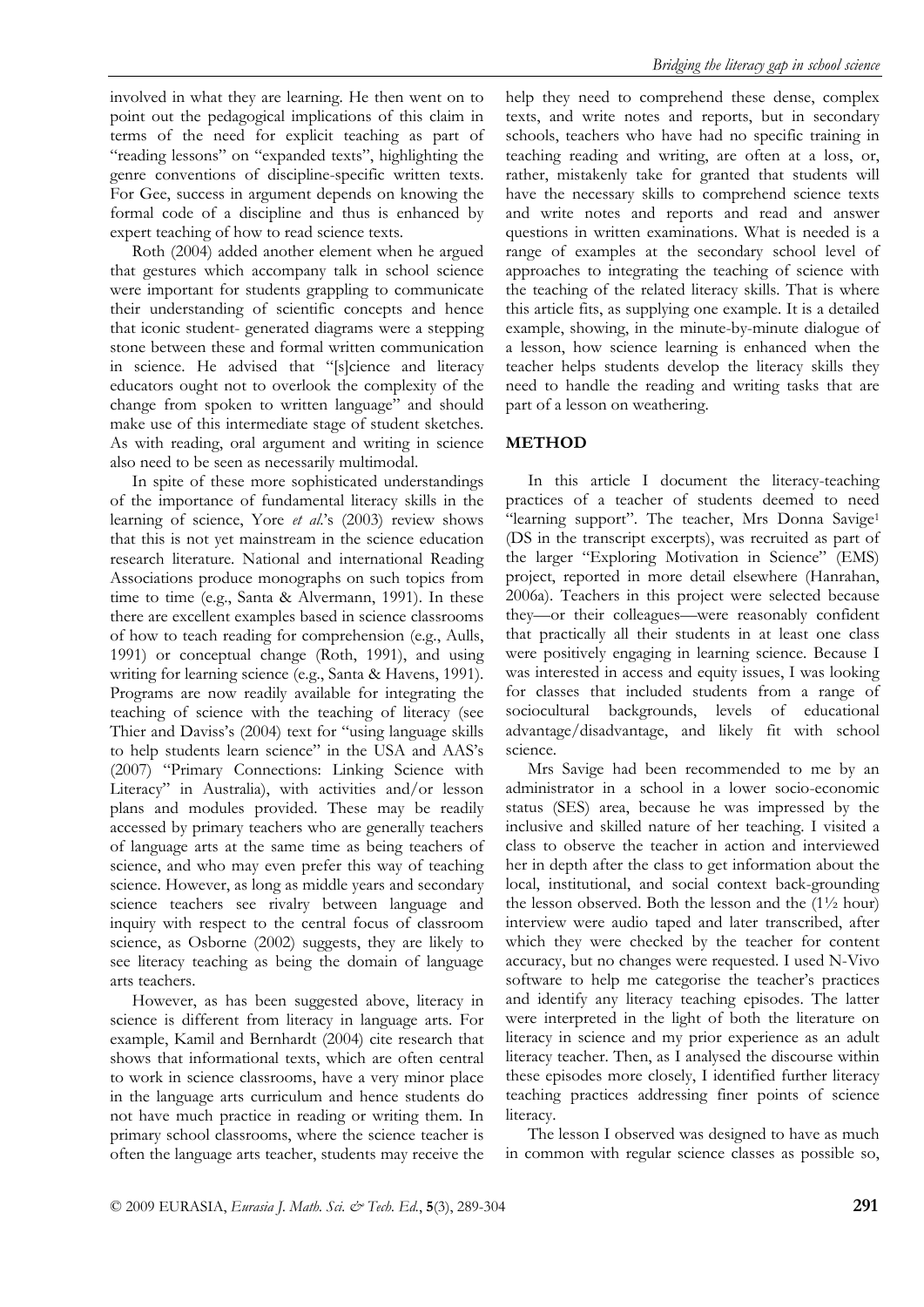involved in what they are learning. He then went on to point out the pedagogical implications of this claim in terms of the need for explicit teaching as part of "reading lessons" on "expanded texts", highlighting the genre conventions of discipline-specific written texts. For Gee, success in argument depends on knowing the formal code of a discipline and thus is enhanced by expert teaching of how to read science texts.

Roth (2004) added another element when he argued that gestures which accompany talk in school science were important for students grappling to communicate their understanding of scientific concepts and hence that iconic student- generated diagrams were a stepping stone between these and formal written communication in science. He advised that "[s]cience and literacy educators ought not to overlook the complexity of the change from spoken to written language" and should make use of this intermediate stage of student sketches. As with reading, oral argument and writing in science also need to be seen as necessarily multimodal.

In spite of these more sophisticated understandings of the importance of fundamental literacy skills in the learning of science, Yore *et al*.'s (2003) review shows that this is not yet mainstream in the science education research literature. National and international Reading Associations produce monographs on such topics from time to time (e.g., Santa & Alvermann, 1991). In these there are excellent examples based in science classrooms of how to teach reading for comprehension (e.g., Aulls, 1991) or conceptual change (Roth, 1991), and using writing for learning science (e.g., Santa & Havens, 1991). Programs are now readily available for integrating the teaching of science with the teaching of literacy (see Thier and Daviss's (2004) text for "using language skills to help students learn science" in the USA and AAS's (2007) "Primary Connections: Linking Science with Literacy" in Australia), with activities and/or lesson plans and modules provided. These may be readily accessed by primary teachers who are generally teachers of language arts at the same time as being teachers of science, and who may even prefer this way of teaching science. However, as long as middle years and secondary science teachers see rivalry between language and inquiry with respect to the central focus of classroom science, as Osborne (2002) suggests, they are likely to see literacy teaching as being the domain of language arts teachers.

However, as has been suggested above, literacy in science is different from literacy in language arts. For example, Kamil and Bernhardt (2004) cite research that shows that informational texts, which are often central to work in science classrooms, have a very minor place in the language arts curriculum and hence students do not have much practice in reading or writing them. In primary school classrooms, where the science teacher is often the language arts teacher, students may receive the help they need to comprehend these dense, complex texts, and write notes and reports, but in secondary schools, teachers who have had no specific training in teaching reading and writing, are often at a loss, or, rather, mistakenly take for granted that students will have the necessary skills to comprehend science texts and write notes and reports and read and answer questions in written examinations. What is needed is a range of examples at the secondary school level of approaches to integrating the teaching of science with the teaching of the related literacy skills. That is where this article fits, as supplying one example. It is a detailed example, showing, in the minute-by-minute dialogue of a lesson, how science learning is enhanced when the teacher helps students develop the literacy skills they need to handle the reading and writing tasks that are part of a lesson on weathering.

## METHOD

In this article I document the literacy-teaching practices of a teacher of students deemed to need "learning support". The teacher, Mrs Donna Savige[1] (DS in the transcript excerpts), was recruited as part of the larger "Exploring Motivation in Science" (EMS) project, reported in more detail elsewhere (Hanrahan, 2006a). Teachers in this project were selected because they—or their colleagues—were reasonably confident that practically all their students in at least one class were positively engaging in learning science. Because I was interested in access and equity issues, I was looking for classes that included students from a range of sociocultural backgrounds, levels of educational advantage/disadvantage, and likely fit with school science.

Mrs Savige had been recommended to me by an administrator in a school in a lower socio-economic status (SES) area, because he was impressed by the inclusive and skilled nature of her teaching. I visited a class to observe the teacher in action and interviewed her in depth after the class to get information about the local, institutional, and social context back-grounding the lesson observed. Both the lesson and the (1½ hour) interview were audio taped and later transcribed, after which they were checked by the teacher for content accuracy, but no changes were requested. I used N-Vivo software to help me categorise the teacher's practices and identify any literacy teaching episodes. The latter were interpreted in the light of both the literature on literacy in science and my prior experience as an adult literacy teacher. Then, as I analysed the discourse within these episodes more closely, I identified further literacy teaching practices addressing finer points of science literacy.

The lesson I observed was designed to have as much in common with regular science classes as possible so,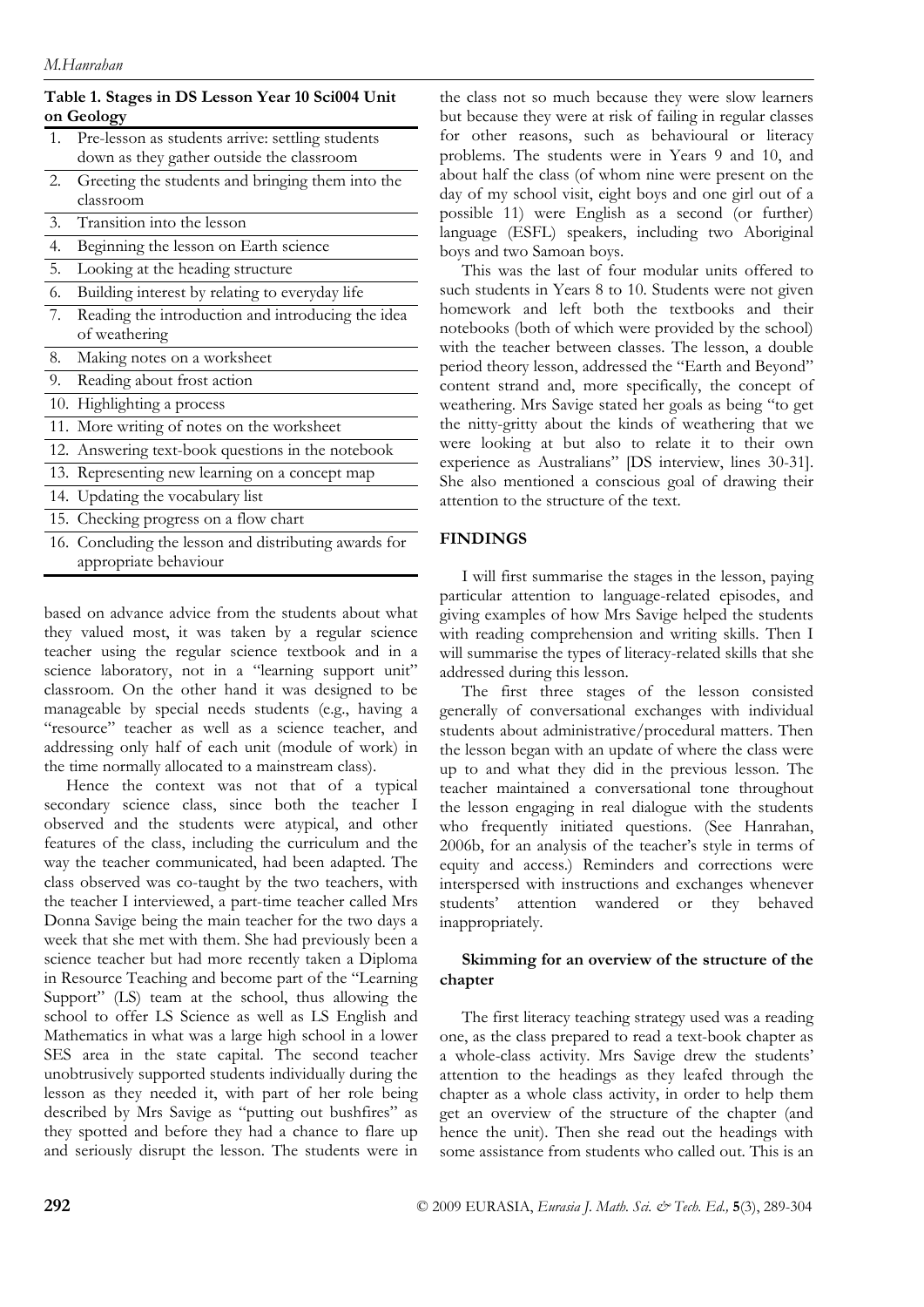**Table 1. Stages in DS Lesson Year 10 Sci004 Unit on Geology**

| | |
|---|---|
| 1. | Pre-lesson as students arrive: settling students down as they gather outside the classroom |
| 2. | Greeting the students and bringing them into the classroom |
| 3. | Transition into the lesson |
| 4. | Beginning the lesson on Earth science |
| 5. | Looking at the heading structure |
| 6. | Building interest by relating to everyday life |
| 7. | Reading the introduction and introducing the idea of weathering |
| 8. | Making notes on a worksheet |
| 9. | Reading about frost action |
| 10. | Highlighting a process |
| 11. | More writing of notes on the worksheet |
| 12. | Answering text-book questions in the notebook |
| 13. | Representing new learning on a concept map |
| 14. | Updating the vocabulary list |
| 15. | Checking progress on a flow chart |
| 16. | Concluding the lesson and distributing awards for appropriate behaviour |

based on advance advice from the students about what they valued most, it was taken by a regular science teacher using the regular science textbook and in a science laboratory, not in a "learning support unit" classroom. On the other hand it was designed to be manageable by special needs students (e.g., having a "resource" teacher as well as a science teacher, and addressing only half of each unit (module of work) in the time normally allocated to a mainstream class).

Hence the context was not that of a typical secondary science class, since both the teacher I observed and the students were atypical, and other features of the class, including the curriculum and the way the teacher communicated, had been adapted. The class observed was co-taught by the two teachers, with the teacher I interviewed, a part-time teacher called Mrs Donna Savige being the main teacher for the two days a week that she met with them. She had previously been a science teacher but had more recently taken a Diploma in Resource Teaching and become part of the "Learning Support" (LS) team at the school, thus allowing the school to offer LS Science as well as LS English and Mathematics in what was a large high school in a lower SES area in the state capital. The second teacher unobtrusively supported students individually during the lesson as they needed it, with part of her role being described by Mrs Savige as "putting out bushfires" as they spotted and before they had a chance to flare up and seriously disrupt the lesson. The students were in the class not so much because they were slow learners but because they were at risk of failing in regular classes for other reasons, such as behavioural or literacy problems. The students were in Years 9 and 10, and about half the class (of whom nine were present on the day of my school visit, eight boys and one girl out of a possible 11) were English as a second (or further) language (ESFL) speakers, including two Aboriginal boys and two Samoan boys.

This was the last of four modular units offered to such students in Years 8 to 10. Students were not given homework and left both the textbooks and their notebooks (both of which were provided by the school) with the teacher between classes. The lesson, a double period theory lesson, addressed the "Earth and Beyond" content strand and, more specifically, the concept of weathering. Mrs Savige stated her goals as being "to get the nitty-gritty about the kinds of weathering that we were looking at but also to relate it to their own experience as Australians" [DS interview, lines 30-31]. She also mentioned a conscious goal of drawing their attention to the structure of the text.

## FINDINGS

I will first summarise the stages in the lesson, paying particular attention to language-related episodes, and giving examples of how Mrs Savige helped the students with reading comprehension and writing skills. Then I will summarise the types of literacy-related skills that she addressed during this lesson.

The first three stages of the lesson consisted generally of conversational exchanges with individual students about administrative/procedural matters. Then the lesson began with an update of where the class were up to and what they did in the previous lesson. The teacher maintained a conversational tone throughout the lesson engaging in real dialogue with the students who frequently initiated questions. (See Hanrahan, 2006b, for an analysis of the teacher's style in terms of equity and access.) Reminders and corrections were interspersed with instructions and exchanges whenever students' attention wandered or they behaved inappropriately.

### Skimming for an overview of the structure of the chapter

The first literacy teaching strategy used was a reading one, as the class prepared to read a text-book chapter as a whole-class activity. Mrs Savige drew the students' attention to the headings as they leafed through the chapter as a whole class activity, in order to help them get an overview of the structure of the chapter (and hence the unit). Then she read out the headings with some assistance from students who called out. This is an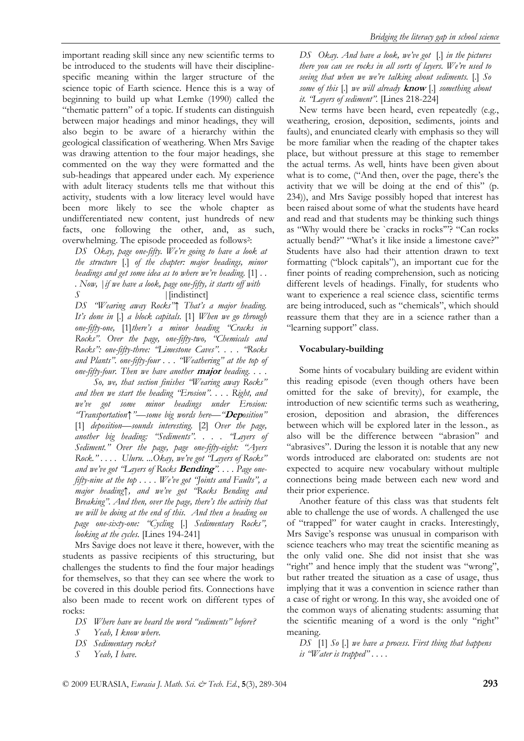important reading skill since any new scientific terms to be introduced to the students will have their discipline-specific meaning within the larger structure of the science topic of Earth science. Hence this is a way of beginning to build up what Lemke (1990) called the "thematic pattern" of a topic. If students can distinguish between major headings and minor headings, they will also begin to be aware of a hierarchy within the geological classification of weathering. When Mrs Savige was drawing attention to the four major headings, she commented on the way they were formatted and the sub-headings that appeared under each. My experience with adult literacy students tells me that without this activity, students with a low literacy level would have been more likely to see the whole chapter as undifferentiated new content, just hundreds of new facts, one following the other, and, as such, overwhelming. The episode proceeded as follows[2]:

*DS Okay, page one-fifty. We're going to have a look at the structure* [.] *of the chapter: major headings, minor headings and get some idea as to where we're heading.* [1] *. . . Now, |if we have a look, page one-fifty, it starts off with*

*S* |[indistinct]

*DS "Wearing away Rocks"*↑ *That's a major heading. It's done in* [.] *a block capitals.* [1] *When we go through one-fifty-one,* [1]*there's a minor heading "Cracks in Rocks". Over the page, one-fifty-two, "Chemicals and Rocks": one-fifty-three: "Limestone Caves". . . . "Rocks and Plants". one-fifty-four . . . "Weathering" at the top of one-fifty-four. Then we have another* ***major*** *heading. . . .*

*So, we, that section finishes "Wearing away Rocks" and then we start the heading "Erosion". . . . Right, and we've got some minor headings under Erosion: "Transportation*↑*"—some big words here—"****Dep****osition"* [1] *deposition—sounds interesting.* [2] *Over the page, another big heading: "Sediments". . . . "Layers of Sediment." Over the page, page one-fifty-eight: "Ayers Rock." . . . . Uluru. ...Okay, we've got "Layers of Rocks" and we've got "Layers of Rocks* ***Bending****". . . . Page one-fifty-nine at the top . . . . We've got "Joints and Faults", a major heading*↑*, and we've got "Rocks Bending and Breaking". And then, over the page, there's the activity that we will be doing at the end of this. And then a heading on page one-sixty-one: "Cycling* [.] *Sedimentary Rocks", looking at the cycles.* [Lines 194-241]

Mrs Savige does not leave it there, however, with the students as passive recipients of this structuring, but challenges the students to find the four major headings for themselves, so that they can see where the work to be covered in this double period fits. Connections have also been made to recent work on different types of rocks:

*DS Where have we heard the word "sediments" before?*

*S Yeah, I know where.*

*DS Sedimentary rocks?*

*S Yeah, I have.*

*DS Okay. And have a look, we've got* [.] *in the pictures there you can see rocks in all sorts of layers. We're used to seeing that when we we're talking about sediments.* [.] *So some of this* [.] *we will already* ***know*** [.] *something about it. "Layers of sediment".* [Lines 218-224]

New terms have been heard, even repeatedly (e.g., weathering, erosion, deposition, sediments, joints and faults), and enunciated clearly with emphasis so they will be more familiar when the reading of the chapter takes place, but without pressure at this stage to remember the actual terms. As well, hints have been given about what is to come, ("And then, over the page, there's the activity that we will be doing at the end of this" (p. 234)), and Mrs Savige possibly hoped that interest has been raised about some of what the students have heard and read and that students may be thinking such things as "Why would there be `cracks in rocks'"? "Can rocks actually bend?" "What's it like inside a limestone cave?" Students have also had their attention drawn to text formatting ("block capitals"), an important cue for the finer points of reading comprehension, such as noticing different levels of headings. Finally, for students who want to experience a real science class, scientific terms are being introduced, such as "chemicals", which should reassure them that they are in a science rather than a "learning support" class.

### Vocabulary-building

Some hints of vocabulary building are evident within this reading episode (even though others have been omitted for the sake of brevity), for example, the introduction of new scientific terms such as weathering, erosion, deposition and abrasion, the differences between which will be explored later in the lesson., as also will be the difference between "abrasion" and "abrasives". During the lesson it is notable that any new words introduced are elaborated on: students are not expected to acquire new vocabulary without multiple connections being made between each new word and their prior experience.

Another feature of this class was that students felt able to challenge the use of words. A challenged the use of "trapped" for water caught in cracks. Interestingly, Mrs Savige's response was unusual in comparison with science teachers who may treat the scientific meaning as the only valid one. She did not insist that she was "right" and hence imply that the student was "wrong", but rather treated the situation as a case of usage, thus implying that it was a convention in science rather than a case of right or wrong. In this way, she avoided one of the common ways of alienating students: assuming that the scientific meaning of a word is the only "right" meaning.

*DS* [1] *So* [.] *we have a process. First thing that happens is "Water is trapped" . . . .*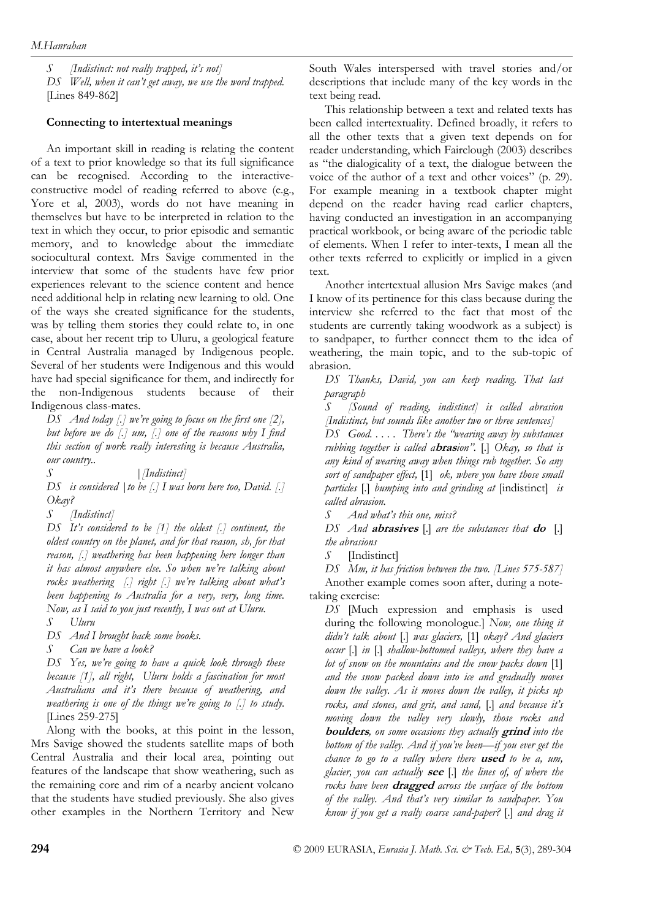*S [Indistinct: not really trapped, it's not]*

*DS Well, when it can't get away, we use the word trapped.* [Lines 849-862]

**Connecting to intertextual meanings**

An important skill in reading is relating the content of a text to prior knowledge so that its full significance can be recognised. According to the interactive-constructive model of reading referred to above (e.g., Yore et al, 2003), words do not have meaning in themselves but have to be interpreted in relation to the text in which they occur, to prior episodic and semantic memory, and to knowledge about the immediate sociocultural context. Mrs Savige commented in the interview that some of the students have few prior experiences relevant to the science content and hence need additional help in relating new learning to old. One of the ways she created significance for the students, was by telling them stories they could relate to, in one case, about her recent trip to Uluru, a geological feature in Central Australia managed by Indigenous people. Several of her students were Indigenous and this would have had special significance for them, and indirectly for the non-Indigenous students because of their Indigenous class-mates.

*DS And today [.] we're going to focus on the first one [2], but before we do [.] um, [.] one of the reasons why I find this section of work really interesting is because Australia, our country..*

*S |[Indistinct]*

*DS is considered |to be [.] I was born here too, David. [.] Okay?*

*S [Indistinct]*

*DS It's considered to be [1] the oldest [.] continent, the oldest country on the planet, and for that reason, sh, for that reason, [.] weathering has been happening here longer than it has almost anywhere else. So when we're talking about rocks weathering [.] right [.] we're talking about what's been happening to Australia for a very, very, long time. Now, as I said to you just recently, I was out at Uluru.*

*S Uluru*

*DS And I brought back some books.*

*S Can we have a look?*

*DS Yes, we're going to have a quick look through these because [1], all right, Uluru holds a fascination for most Australians and it's there because of weathering, and weathering is one of the things we're going to [.] to study.* [Lines 259-275]

Along with the books, at this point in the lesson, Mrs Savige showed the students satellite maps of both Central Australia and their local area, pointing out features of the landscape that show weathering, such as the remaining core and rim of a nearby ancient volcano that the students have studied previously. She also gives other examples in the Northern Territory and New South Wales interspersed with travel stories and/or descriptions that include many of the key words in the text being read.

This relationship between a text and related texts has been called intertextuality. Defined broadly, it refers to all the other texts that a given text depends on for reader understanding, which Fairclough (2003) describes as "the dialogicality of a text, the dialogue between the voice of the author of a text and other voices" (p. 29). For example meaning in a textbook chapter might depend on the reader having read earlier chapters, having conducted an investigation in an accompanying practical workbook, or being aware of the periodic table of elements. When I refer to inter-texts, I mean all the other texts referred to explicitly or implied in a given text.

Another intertextual allusion Mrs Savige makes (and I know of its pertinence for this class because during the interview she referred to the fact that most of the students are currently taking woodwork as a subject) is to sandpaper, to further connect them to the idea of weathering, the main topic, and to the sub-topic of abrasion.

*DS Thanks, David, you can keep reading. That last paragraph*

*S [Sound of reading, indistinct] is called abrasion [Indistinct, but sounds like another two or three sentences]*

*DS Good. . . . . There's the "wearing away by substances rubbing together is called a**bras**ion".* [.] *Okay, so that is any kind of wearing away when things rub together. So any sort of sandpaper effect,* [1] *ok, where you have those small particles* [.] *bumping into and grinding at* [indistinct] *is called abrasion.*

*S And what's this one, miss?*

*DS And **abrasives** [.] are the substances that **do** [.] the abrasions*

*S* [Indistinct]

*DS Mm, it has friction between the two. [Lines 575-587]*

Another example comes soon after, during a note-taking exercise:

*DS* [Much expression and emphasis is used during the following monologue.] *Now, one thing it didn't talk about* [.] *was glaciers,* [1] *okay? And glaciers occur* [.] *in* [.] *shallow-bottomed valleys, where they have a lot of snow on the mountains and the snow packs down* [1] *and the snow packed down into ice and gradually moves down the valley. As it moves down the valley, it picks up rocks, and stones, and grit, and sand,* [.] *and because it's moving down the valley very slowly, those rocks and **boulders**, on some occasions they actually **grind** into the bottom of the valley. And if you've been—if you ever get the chance to go to a valley where there **used** to be a, um, glacier, you can actually **see*** [.] *the lines of, of where the rocks have been **dragged** across the surface of the bottom of the valley. And that's very similar to sandpaper. You know if you get a really coarse sand-paper?* [.] *and drag it*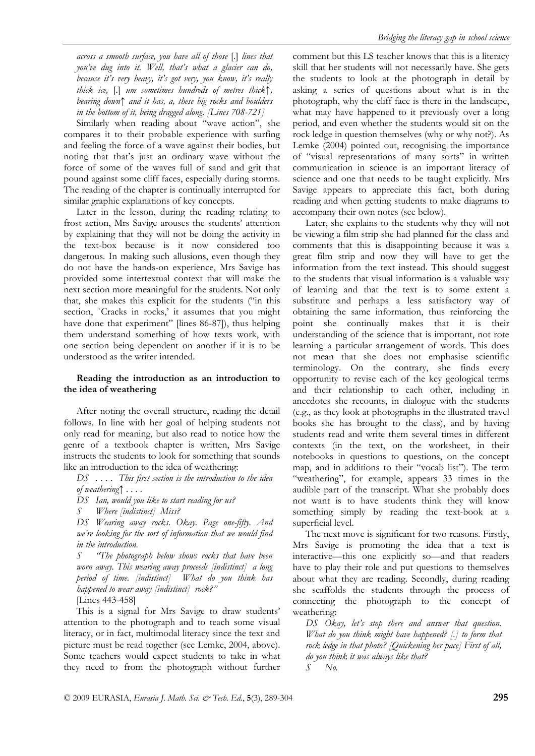*across a smooth surface, you have all of those* [.] *lines that you've dug into it. Well, that's what a glacier can do, because it's very heavy, it's got very, you know, it's really thick ice,* [.] *um sometimes hundreds of metres thick↑, bearing down↑ and it has, a, these big rocks and boulders in the bottom of it, being dragged along. [Lines 708-721]*

Similarly when reading about "wave action", she compares it to their probable experience with surfing and feeling the force of a wave against their bodies, but noting that that's just an ordinary wave without the force of some of the waves full of sand and grit that pound against some cliff faces, especially during storms. The reading of the chapter is continually interrupted for similar graphic explanations of key concepts.

Later in the lesson, during the reading relating to frost action, Mrs Savige arouses the students' attention by explaining that they will not be doing the activity in the text-box because is it now considered too dangerous. In making such allusions, even though they do not have the hands-on experience, Mrs Savige has provided some intertextual context that will make the next section more meaningful for the students. Not only that, she makes this explicit for the students ("in this section, `Cracks in rocks,' it assumes that you might have done that experiment" [lines 86-87]), thus helping them understand something of how texts work, with one section being dependent on another if it is to be understood as the writer intended.

**Reading the introduction as an introduction to the idea of weathering**

After noting the overall structure, reading the detail follows. In line with her goal of helping students not only read for meaning, but also read to notice how the genre of a textbook chapter is written, Mrs Savige instructs the students to look for something that sounds like an introduction to the idea of weathering:

*DS . . . . This first section is the introduction to the idea of weathering↑ . . . .*

*DS Ian, would you like to start reading for us?*

*S Where [indistinct] Miss?*

*DS Wearing away rocks. Okay. Page one-fifty. And we're looking for the sort of information that we would find in the introduction.*

*S "The photograph below shows rocks that have been worn away. This wearing away proceeds [indistinct] a long period of time. [indistinct] What do you think has happened to wear away [indistinct] rock?"*

[Lines 443-458]

This is a signal for Mrs Savige to draw students' attention to the photograph and to teach some visual literacy, or in fact, multimodal literacy since the text and picture must be read together (see Lemke, 2004, above). Some teachers would expect students to take in what they need to from the photograph without further comment but this LS teacher knows that this is a literacy skill that her students will not necessarily have. She gets the students to look at the photograph in detail by asking a series of questions about what is in the photograph, why the cliff face is there in the landscape, what may have happened to it previously over a long period, and even whether the students would sit on the rock ledge in question themselves (why or why not?). As Lemke (2004) pointed out, recognising the importance of "visual representations of many sorts" in written communication in science is an important literacy of science and one that needs to be taught explicitly. Mrs Savige appears to appreciate this fact, both during reading and when getting students to make diagrams to accompany their own notes (see below).

Later, she explains to the students why they will not be viewing a film strip she had planned for the class and comments that this is disappointing because it was a great film strip and now they will have to get the information from the text instead. This should suggest to the students that visual information is a valuable way of learning and that the text is to some extent a substitute and perhaps a less satisfactory way of obtaining the same information, thus reinforcing the point she continually makes that it is their understanding of the science that is important, not rote learning a particular arrangement of words. This does not mean that she does not emphasise scientific terminology. On the contrary, she finds every opportunity to revise each of the key geological terms and their relationship to each other, including in anecdotes she recounts, in dialogue with the students (e.g., as they look at photographs in the illustrated travel books she has brought to the class), and by having students read and write them several times in different contexts (in the text, on the worksheet, in their notebooks in questions to questions, on the concept map, and in additions to their "vocab list"). The term "weathering", for example, appears 33 times in the audible part of the transcript. What she probably does not want is to have students think they will know something simply by reading the text-book at a superficial level.

The next move is significant for two reasons. Firstly, Mrs Savige is promoting the idea that a text is interactive—this one explicitly so—and that readers have to play their role and put questions to themselves about what they are reading. Secondly, during reading she scaffolds the students through the process of connecting the photograph to the concept of weathering:

*DS Okay, let's stop there and answer that question. What do you think might have happened? [.] to form that rock ledge in that photo? [Quickening her pace] First of all, do you think it was always like that?*

*S No.*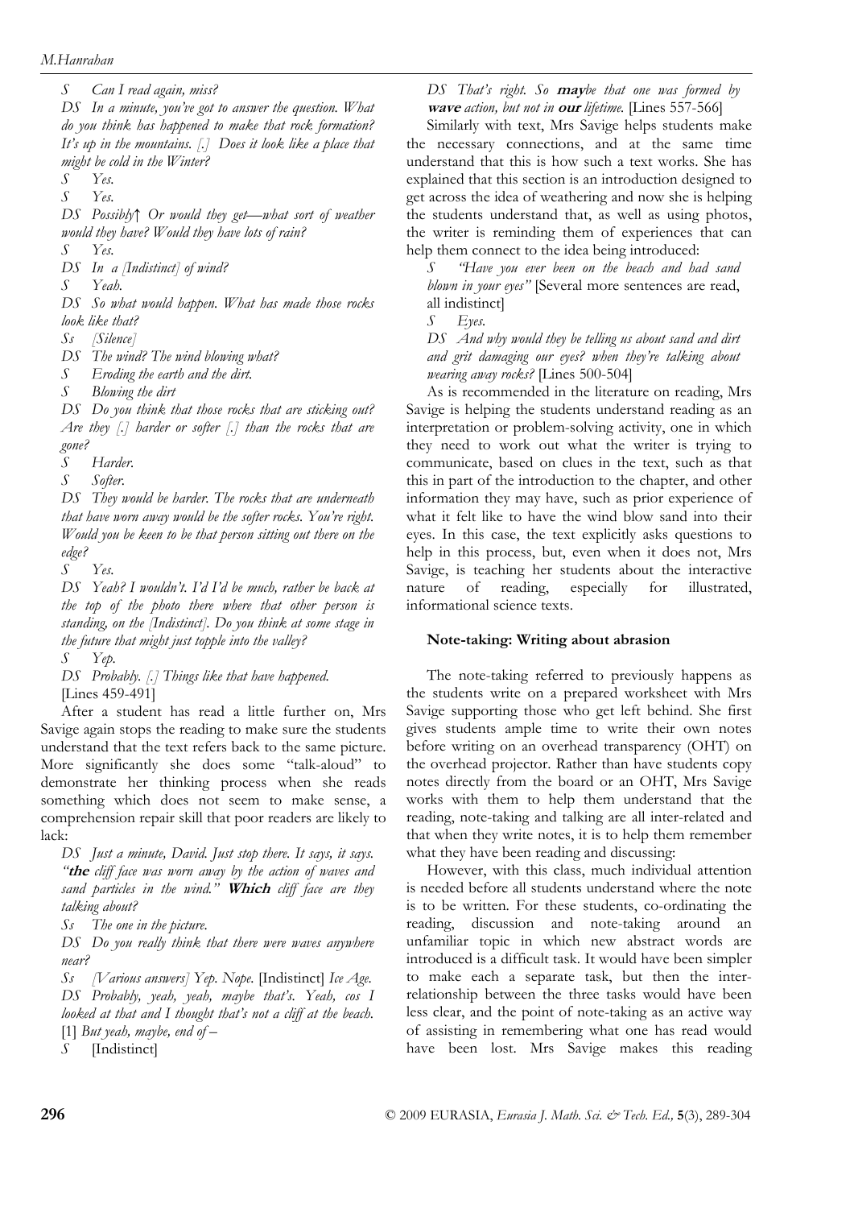*S Can I read again, miss?*

*DS In a minute, you've got to answer the question. What do you think has happened to make that rock formation? It's up in the mountains. [.] Does it look like a place that might be cold in the Winter?*

*S Yes.*

*S Yes.*

*DS Possibly↑ Or would they get—what sort of weather would they have? Would they have lots of rain?*

*S Yes.*

*DS In a [Indistinct] of wind?*

*S Yeah.*

*DS So what would happen. What has made those rocks look like that?*

*Ss [Silence]*

*DS The wind? The wind blowing what?*

*S Eroding the earth and the dirt.*

*S Blowing the dirt*

*DS Do you think that those rocks that are sticking out? Are they [.] harder or softer [.] than the rocks that are gone?*

*S Harder.*

*S Softer.*

*DS They would be harder. The rocks that are underneath that have worn away would be the softer rocks. You're right. Would you be keen to be that person sitting out there on the edge?*

*S Yes.*

*DS Yeah? I wouldn't. I'd I'd be much, rather be back at the top of the photo there where that other person is standing, on the [Indistinct]. Do you think at some stage in the future that might just topple into the valley?*

*S Yep.*

*DS Probably. [.] Things like that have happened.* [Lines 459-491]

After a student has read a little further on, Mrs Savige again stops the reading to make sure the students understand that the text refers back to the same picture. More significantly she does some "talk-aloud" to demonstrate her thinking process when she reads something which does not seem to make sense, a comprehension repair skill that poor readers are likely to lack:

*DS Just a minute, David. Just stop there. It says, it says. "**the** cliff face was worn away by the action of waves and sand particles in the wind." **Which** cliff face are they talking about?*

*Ss The one in the picture.*

*DS Do you really think that there were waves anywhere near?*

*Ss [Various answers] Yep. Nope.* [Indistinct] *Ice Age.*

*DS Probably, yeah, yeah, maybe that's. Yeah, cos I looked at that and I thought that's not a cliff at the beach.* [1] *But yeah, maybe, end of –*

*S* [Indistinct]

*DS That's right. So **may**be that one was formed by **wave** action, but not in **our** lifetime.* [Lines 557-566]

Similarly with text, Mrs Savige helps students make the necessary connections, and at the same time understand that this is how such a text works. She has explained that this section is an introduction designed to get across the idea of weathering and now she is helping the students understand that, as well as using photos, the writer is reminding them of experiences that can help them connect to the idea being introduced:

*S "Have you ever been on the beach and had sand blown in your eyes"* [Several more sentences are read, all indistinct]

*S Eyes.*

*DS And why would they be telling us about sand and dirt and grit damaging our eyes? when they're talking about wearing away rocks?* [Lines 500-504]

As is recommended in the literature on reading, Mrs Savige is helping the students understand reading as an interpretation or problem-solving activity, one in which they need to work out what the writer is trying to communicate, based on clues in the text, such as that this in part of the introduction to the chapter, and other information they may have, such as prior experience of what it felt like to have the wind blow sand into their eyes. In this case, the text explicitly asks questions to help in this process, but, even when it does not, Mrs Savige, is teaching her students about the interactive nature of reading, especially for illustrated, informational science texts.

### Note-taking: Writing about abrasion

The note-taking referred to previously happens as the students write on a prepared worksheet with Mrs Savige supporting those who get left behind. She first gives students ample time to write their own notes before writing on an overhead transparency (OHT) on the overhead projector. Rather than have students copy notes directly from the board or an OHT, Mrs Savige works with them to help them understand that the reading, note-taking and talking are all inter-related and that when they write notes, it is to help them remember what they have been reading and discussing:

However, with this class, much individual attention is needed before all students understand where the note is to be written. For these students, co-ordinating the reading, discussion and note-taking around an unfamiliar topic in which new abstract words are introduced is a difficult task. It would have been simpler to make each a separate task, but then the inter-relationship between the three tasks would have been less clear, and the point of note-taking as an active way of assisting in remembering what one has read would have been lost. Mrs Savige makes this reading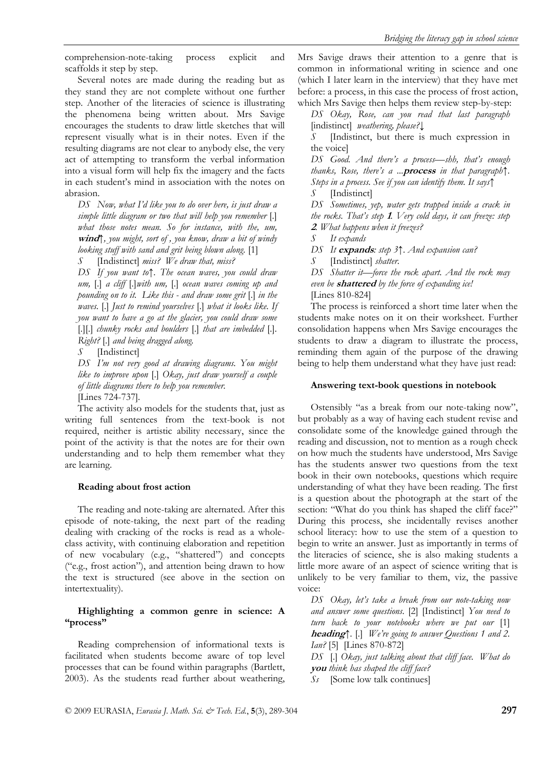comprehension-note-taking process explicit and scaffolds it step by step.

Several notes are made during the reading but as they stand they are not complete without one further step. Another of the literacies of science is illustrating the phenomena being written about. Mrs Savige encourages the students to draw little sketches that will represent visually what is in their notes. Even if the resulting diagrams are not clear to anybody else, the very act of attempting to transform the verbal information into a visual form will help fix the imagery and the facts in each student's mind in association with the notes on abrasion.

> DS *Now, what I'd like you to do over here, is just draw a simple little diagram or two that will help you remember* [.] *what those notes mean. So for instance, with the, um,* ***wind***↑*, you might, sort of , you know, draw a bit of windy looking stuff with sand and grit being blown along.* [1]
>
> S [Indistinct] *miss? We draw that, miss?*
>
> DS *If you want to*↑*. The ocean waves, you could draw um,* [.] *a cliff* [.]*with um,* [.] *ocean waves coming up and pounding on to it. Like this - and draw some grit* [.] *in the waves.* [.] *Just to remind yourselves* [.] *what it looks like. If you want to have a go at the glacier, you could draw some* [.][.] *chunky rocks and boulders* [.] *that are imbedded* [.]. *Right?* [.] *and being dragged along.*
>
> S [Indistinct]
>
> DS *I'm not very good at drawing diagrams. You might like to improve upon* [.] *Okay, just draw yourself a couple of little diagrams there to help you remember.*
>
> [Lines 724-737].

The activity also models for the students that, just as writing full sentences from the text-book is not required, neither is artistic ability necessary, since the point of the activity is that the notes are for their own understanding and to help them remember what they are learning.

#### Reading about frost action

The reading and note-taking are alternated. After this episode of note-taking, the next part of the reading dealing with cracking of the rocks is read as a whole-class activity, with continuing elaboration and repetition of new vocabulary (e.g., "shattered") and concepts ("e.g., frost action"), and attention being drawn to how the text is structured (see above in the section on intertextuality).

#### Highlighting a common genre in science: A "process"

Reading comprehension of informational texts is facilitated when students become aware of top level processes that can be found within paragraphs (Bartlett, 2003). As the students read further about weathering, Mrs Savige draws their attention to a genre that is common in informational writing in science and one (which I later learn in the interview) that they have met before: a process, in this case the process of frost action, which Mrs Savige then helps them review step-by-step:

> DS *Okay, Rose, can you read that last paragraph* [indistinct] *weathering, please?*↓
>
> S [Indistinct, but there is much expression in the voice]
>
> DS *Good. And there's a process—shh, that's enough thanks, Rose, there's a ...**process** in that paragraph*↑*. Steps in a process. See if you can identify them. It says*↑
>
> S [Indistinct]
>
> DS *Sometimes, yep, water gets trapped inside a crack in the rocks. That's step* ***1****. Very cold days, it can freeze: step* ***2****. What happens when it freezes?*
>
> S *It expands*
>
> DS *It* ***expands****: step 3*↑*. And expansion can?*
>
> S [Indistinct] *shatter.*
>
> DS *Shatter it—force the rock apart. And the rock may even be* ***shattered*** *by the force of expanding ice!*
>
> [Lines 810-824]

The process is reinforced a short time later when the students make notes on it on their worksheet. Further consolidation happens when Mrs Savige encourages the students to draw a diagram to illustrate the process, reminding them again of the purpose of the drawing being to help them understand what they have just read:

#### Answering text-book questions in notebook

Ostensibly "as a break from our note-taking now", but probably as a way of having each student revise and consolidate some of the knowledge gained through the reading and discussion, not to mention as a rough check on how much the students have understood, Mrs Savige has the students answer two questions from the text book in their own notebooks, questions which require understanding of what they have been reading. The first is a question about the photograph at the start of the section: "What do you think has shaped the cliff face?" During this process, she incidentally revises another school literacy: how to use the stem of a question to begin to write an answer. Just as importantly in terms of the literacies of science, she is also making students a little more aware of an aspect of science writing that is unlikely to be very familiar to them, viz, the passive voice:

> DS *Okay, let's take a break from our note-taking now and answer some questions.* [2] [Indistinct] *You need to turn back to your notebooks where we put our* [1] ***heading***↑. [.] *We're going to answer Questions 1 and 2. Ian?* [5] [Lines 870-872]
>
> DS [.] *Okay, just talking about that cliff face. What do* ***you*** *think has shaped the cliff face?*
>
> Ss [Some low talk continues]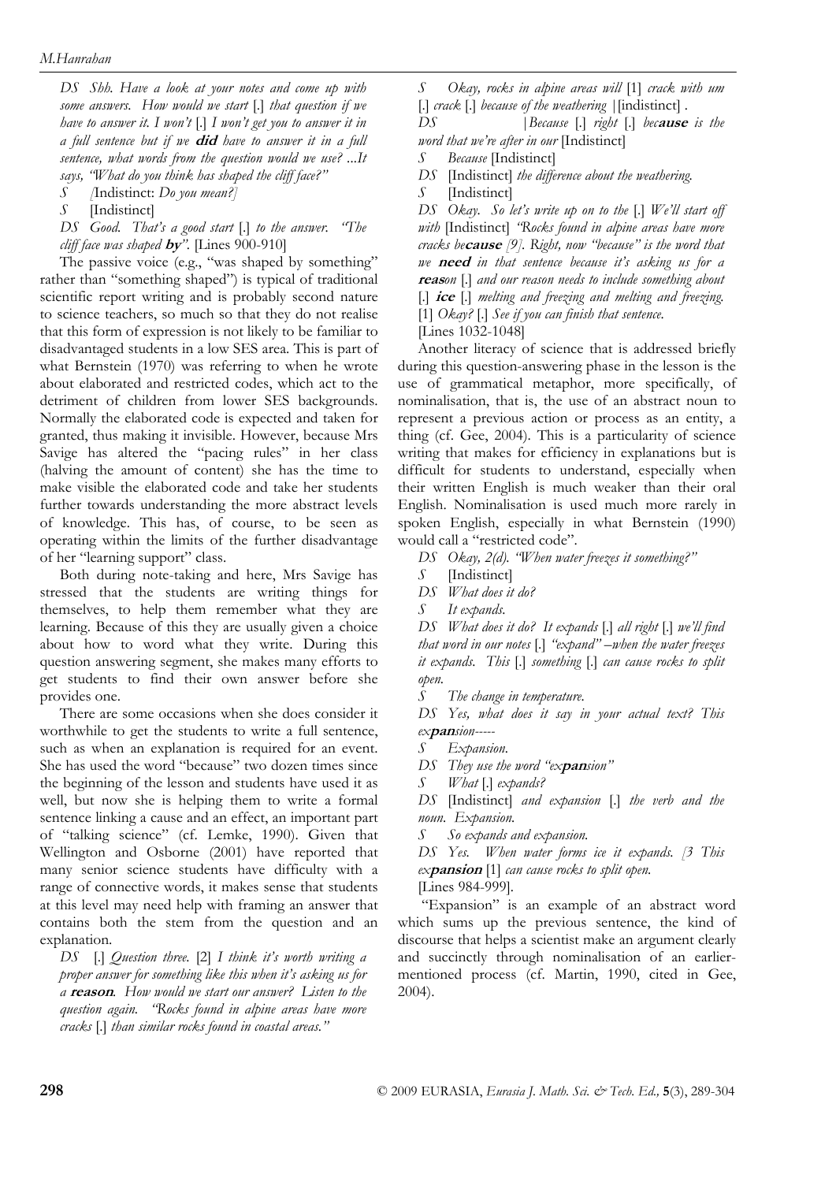*DS Shh. Have a look at your notes and come up with some answers. How would we start* [.] *that question if we have to answer it. I won't* [.] *I won't get you to answer it in a full sentence but if we* ***did*** *have to answer it in a full sentence, what words from the question would we use? ...It says, "What do you think has shaped the cliff face?"*

*S* [Indistinct: *Do you mean?*]

*S* [Indistinct]

*DS Good. That's a good start* [.] *to the answer. "The cliff face was shaped* ***by****".* [Lines 900-910]

The passive voice (e.g., "was shaped by something" rather than "something shaped") is typical of traditional scientific report writing and is probably second nature to science teachers, so much so that they do not realise that this form of expression is not likely to be familiar to disadvantaged students in a low SES area. This is part of what Bernstein (1970) was referring to when he wrote about elaborated and restricted codes, which act to the detriment of children from lower SES backgrounds. Normally the elaborated code is expected and taken for granted, thus making it invisible. However, because Mrs Savige has altered the "pacing rules" in her class (halving the amount of content) she has the time to make visible the elaborated code and take her students further towards understanding the more abstract levels of knowledge. This has, of course, to be seen as operating within the limits of the further disadvantage of her "learning support" class.

Both during note-taking and here, Mrs Savige has stressed that the students are writing things for themselves, to help them remember what they are learning. Because of this they are usually given a choice about how to word what they write. During this question answering segment, she makes many efforts to get students to find their own answer before she provides one.

There are some occasions when she does consider it worthwhile to get the students to write a full sentence, such as when an explanation is required for an event. She has used the word "because" two dozen times since the beginning of the lesson and students have used it as well, but now she is helping them to write a formal sentence linking a cause and an effect, an important part of "talking science" (cf. Lemke, 1990). Given that Wellington and Osborne (2001) have reported that many senior science students have difficulty with a range of connective words, it makes sense that students at this level may need help with framing an answer that contains both the stem from the question and an explanation.

*DS* [.] *Question three.* [2] *I think it's worth writing a proper answer for something like this when it's asking us for a* ***reason****. How would we start our answer? Listen to the question again. "Rocks found in alpine areas have more cracks* [.] *than similar rocks found in coastal areas."*

*S Okay, rocks in alpine areas will* [1] *crack with um* [.] *crack* [.] *because of the weathering* |[indistinct] .

*DS* |*Because* [.] *right* [.] *be****cause*** *is the word that we're after in our* [Indistinct]

*S Because* [Indistinct]

*DS* [Indistinct] *the difference about the weathering.*

*S* [Indistinct]

*DS Okay. So let's write up on to the* [.] *We'll start off with* [Indistinct] *"Rocks found in alpine areas have more cracks be****cause*** *[9]. Right, now "because" is the word that we* ***need*** *in that sentence because it's asking us for a* ***reas****on* [.] *and our reason needs to include something about* [.] ***ice*** [.] *melting and freezing and melting and freezing.* [1] *Okay?* [.] *See if you can finish that sentence.*

[Lines 1032-1048]

Another literacy of science that is addressed briefly during this question-answering phase in the lesson is the use of grammatical metaphor, more specifically, of nominalisation, that is, the use of an abstract noun to represent a previous action or process as an entity, a thing (cf. Gee, 2004). This is a particularity of science writing that makes for efficiency in explanations but is difficult for students to understand, especially when their written English is much weaker than their oral English. Nominalisation is used much more rarely in spoken English, especially in what Bernstein (1990) would call a "restricted code".

*DS Okay, 2(d). "When water freezes it something?"*

*S* [Indistinct]

*DS What does it do?*

*S It expands.*

*DS What does it do? It expands* [.] *all right* [.] *we'll find that word in our notes* [.] *"expand" –when the water freezes it expands. This* [.] *something* [.] *can cause rocks to split open.*

*S The change in temperature.*

*DS Yes, what does it say in your actual text? This ex****pan****sion-----*

*S Expansion.*

*DS They use the word "ex****pan****sion"*

*S What* [.] *expands?*

*DS* [Indistinct] *and expansion* [.] *the verb and the noun. Expansion.*

*S So expands and expansion.*

*DS Yes. When water forms ice it expands. [3 This ex****pansion*** [1] *can cause rocks to split open.*

[Lines 984-999].

"Expansion" is an example of an abstract word which sums up the previous sentence, the kind of discourse that helps a scientist make an argument clearly and succinctly through nominalisation of an earlier-mentioned process (cf. Martin, 1990, cited in Gee, 2004).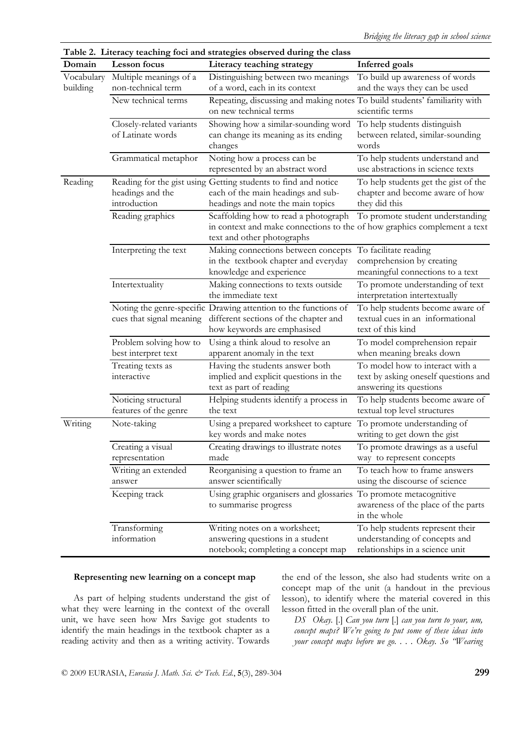**Table 2. Literacy teaching foci and strategies observed during the class**

| Domain | Lesson focus | Literacy teaching strategy | Inferred goals |
|---|---|---|---|
| Vocabulary building | Multiple meanings of a non-technical term | Distinguishing between two meanings of a word, each in its context | To build up awareness of words and the ways they can be used |
| | New technical terms | Repeating, discussing and making notes on new technical terms | To build students' familiarity with scientific terms |
| | Closely-related variants of Latinate words | Showing how a similar-sounding word can change its meaning as its ending changes | To help students distinguish between related, similar-sounding words |
| | Grammatical metaphor | Noting how a process can be represented by an abstract word | To help students understand and use abstractions in science texts |
| Reading | Reading for the gist using headings and the introduction | Getting students to find and notice each of the main headings and sub-headings and note the main topics | To help students get the gist of the chapter and become aware of how they did this |
| | Reading graphics | Scaffolding how to read a photograph in context and make connections to the text and other photographs | To promote student understanding of how graphics complement a text |
| | Interpreting the text | Making connections between concepts in the textbook chapter and everyday knowledge and experience | To facilitate reading comprehension by creating meaningful connections to a text |
| | Intertextuality | Making connections to texts outside the immediate text | To promote understanding of text interpretation intertextually |
| | Noting the genre-specific cues that signal meaning | Drawing attention to the functions of different sections of the chapter and how keywords are emphasised | To help students become aware of textual cues in an informational text of this kind |
| | Problem solving how to best interpret text | Using a think aloud to resolve an apparent anomaly in the text | To model comprehension repair when meaning breaks down |
| | Treating texts as interactive | Having the students answer both implied and explicit questions in the text as part of reading | To model how to interact with a text by asking oneself questions and answering its questions |
| | Noticing structural features of the genre | Helping students identify a process in the text | To help students become aware of textual top level structures |
| Writing | Note-taking | Using a prepared worksheet to capture key words and make notes | To promote understanding of writing to get down the gist |
| | Creating a visual representation | Creating drawings to illustrate notes made | To promote drawings as a useful way to represent concepts |
| | Writing an extended answer | Reorganising a question to frame an answer scientifically | To teach how to frame answers using the discourse of science |
| | Keeping track | Using graphic organisers and glossaries to summarise progress | To promote metacognitive awareness of the place of the parts in the whole |
| | Transforming information | Writing notes on a worksheet; answering questions in a student notebook; completing a concept map | To help students represent their understanding of concepts and relationships in a science unit |

**Representing new learning on a concept map**

As part of helping students understand the gist of what they were learning in the context of the overall unit, we have seen how Mrs Savige got students to identify the main headings in the textbook chapter as a reading activity and then as a writing activity. Towards the end of the lesson, she also had students write on a concept map of the unit (a handout in the previous lesson), to identify where the material covered in this lesson fitted in the overall plan of the unit.

*DS Okay.* [.] *Can you turn* [.] *can you turn to your, um, concept maps? We're going to put some of these ideas into your concept maps before we go. . . . Okay. So "Wearing*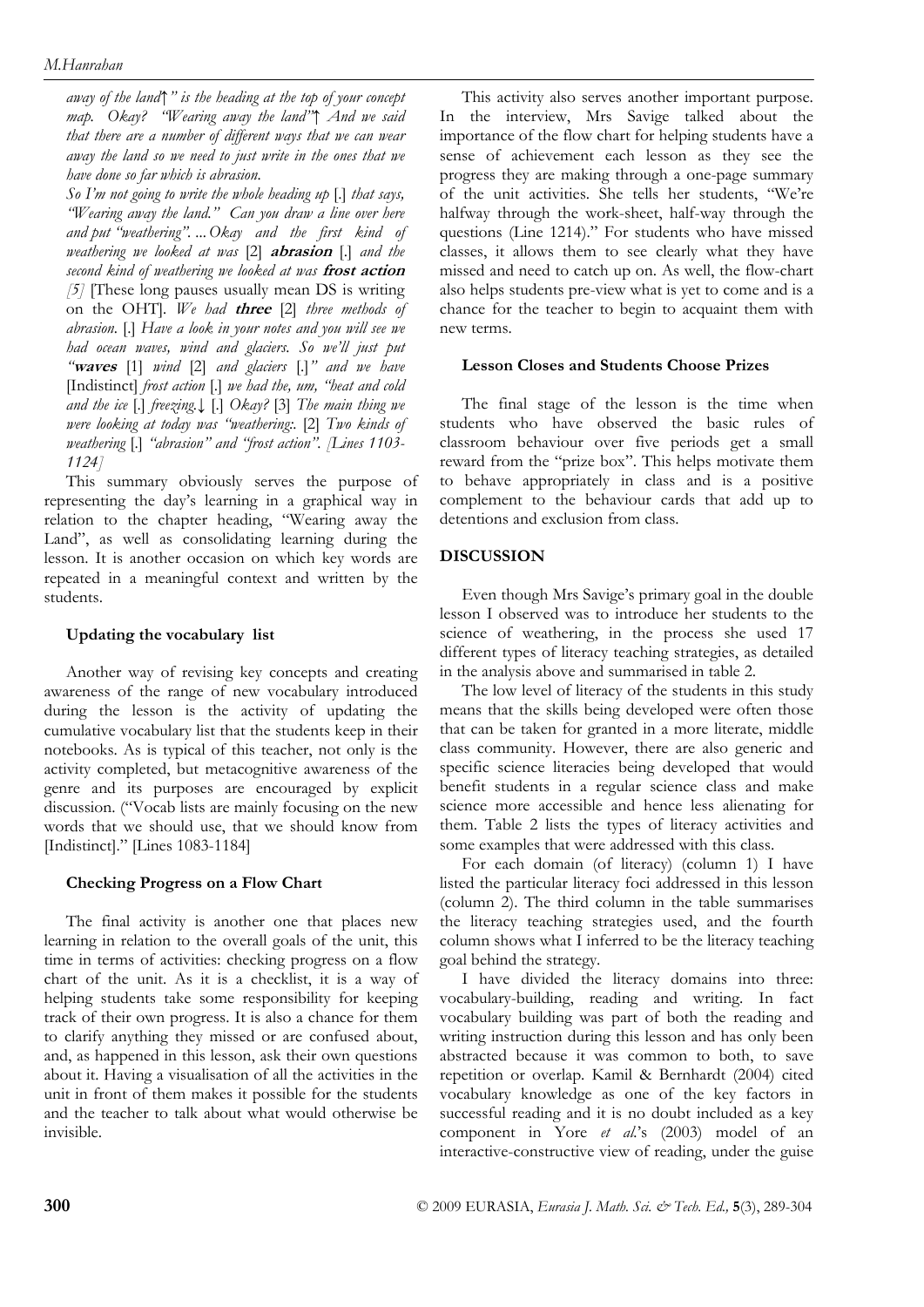*away of the land↑" is the heading at the top of your concept map. Okay? "Wearing away the land"↑ And we said that there are a number of different ways that we can wear away the land so we need to just write in the ones that we have done so far which is abrasion.*

*So I'm not going to write the whole heading up* [.] *that says, "Wearing away the land." Can you draw a line over here and put "weathering". ... Okay and the first kind of weathering we looked at was* [2] ***abrasion*** [.] *and the second kind of weathering we looked at was* ***frost action*** *[5]* [These long pauses usually mean DS is writing on the OHT]. *We had* ***three*** [2] *three methods of abrasion.* [.] *Have a look in your notes and you will see we had ocean waves, wind and glaciers. So we'll just put "****waves*** [1] *wind* [2] *and glaciers* [.]*" and we have* [Indistinct] *frost action* [.] *we had the, um, "heat and cold and the ice* [.] *freezing.↓* [.] *Okay?* [3] *The main thing we were looking at today was "weathering:.* [2] *Two kinds of weathering* [.] *"abrasion" and "frost action". [Lines 1103-1124]*

This summary obviously serves the purpose of representing the day's learning in a graphical way in relation to the chapter heading, "Wearing away the Land", as well as consolidating learning during the lesson. It is another occasion on which key words are repeated in a meaningful context and written by the students.

#### Updating the vocabulary list

Another way of revising key concepts and creating awareness of the range of new vocabulary introduced during the lesson is the activity of updating the cumulative vocabulary list that the students keep in their notebooks. As is typical of this teacher, not only is the activity completed, but metacognitive awareness of the genre and its purposes are encouraged by explicit discussion. ("Vocab lists are mainly focusing on the new words that we should use, that we should know from [Indistinct]." [Lines 1083-1184]

#### Checking Progress on a Flow Chart

The final activity is another one that places new learning in relation to the overall goals of the unit, this time in terms of activities: checking progress on a flow chart of the unit. As it is a checklist, it is a way of helping students take some responsibility for keeping track of their own progress. It is also a chance for them to clarify anything they missed or are confused about, and, as happened in this lesson, ask their own questions about it. Having a visualisation of all the activities in the unit in front of them makes it possible for the students and the teacher to talk about what would otherwise be invisible.

This activity also serves another important purpose. In the interview, Mrs Savige talked about the importance of the flow chart for helping students have a sense of achievement each lesson as they see the progress they are making through a one-page summary of the unit activities. She tells her students, "We're halfway through the work-sheet, half-way through the questions (Line 1214)." For students who have missed classes, it allows them to see clearly what they have missed and need to catch up on. As well, the flow-chart also helps students pre-view what is yet to come and is a chance for the teacher to begin to acquaint them with new terms.

#### Lesson Closes and Students Choose Prizes

The final stage of the lesson is the time when students who have observed the basic rules of classroom behaviour over five periods get a small reward from the "prize box". This helps motivate them to behave appropriately in class and is a positive complement to the behaviour cards that add up to detentions and exclusion from class.

## DISCUSSION

Even though Mrs Savige's primary goal in the double lesson I observed was to introduce her students to the science of weathering, in the process she used 17 different types of literacy teaching strategies, as detailed in the analysis above and summarised in table 2.

The low level of literacy of the students in this study means that the skills being developed were often those that can be taken for granted in a more literate, middle class community. However, there are also generic and specific science literacies being developed that would benefit students in a regular science class and make science more accessible and hence less alienating for them. Table 2 lists the types of literacy activities and some examples that were addressed with this class.

For each domain (of literacy) (column 1) I have listed the particular literacy foci addressed in this lesson (column 2). The third column in the table summarises the literacy teaching strategies used, and the fourth column shows what I inferred to be the literacy teaching goal behind the strategy.

I have divided the literacy domains into three: vocabulary-building, reading and writing. In fact vocabulary building was part of both the reading and writing instruction during this lesson and has only been abstracted because it was common to both, to save repetition or overlap. Kamil & Bernhardt (2004) cited vocabulary knowledge as one of the key factors in successful reading and it is no doubt included as a key component in Yore *et al.*'s (2003) model of an interactive-constructive view of reading, under the guise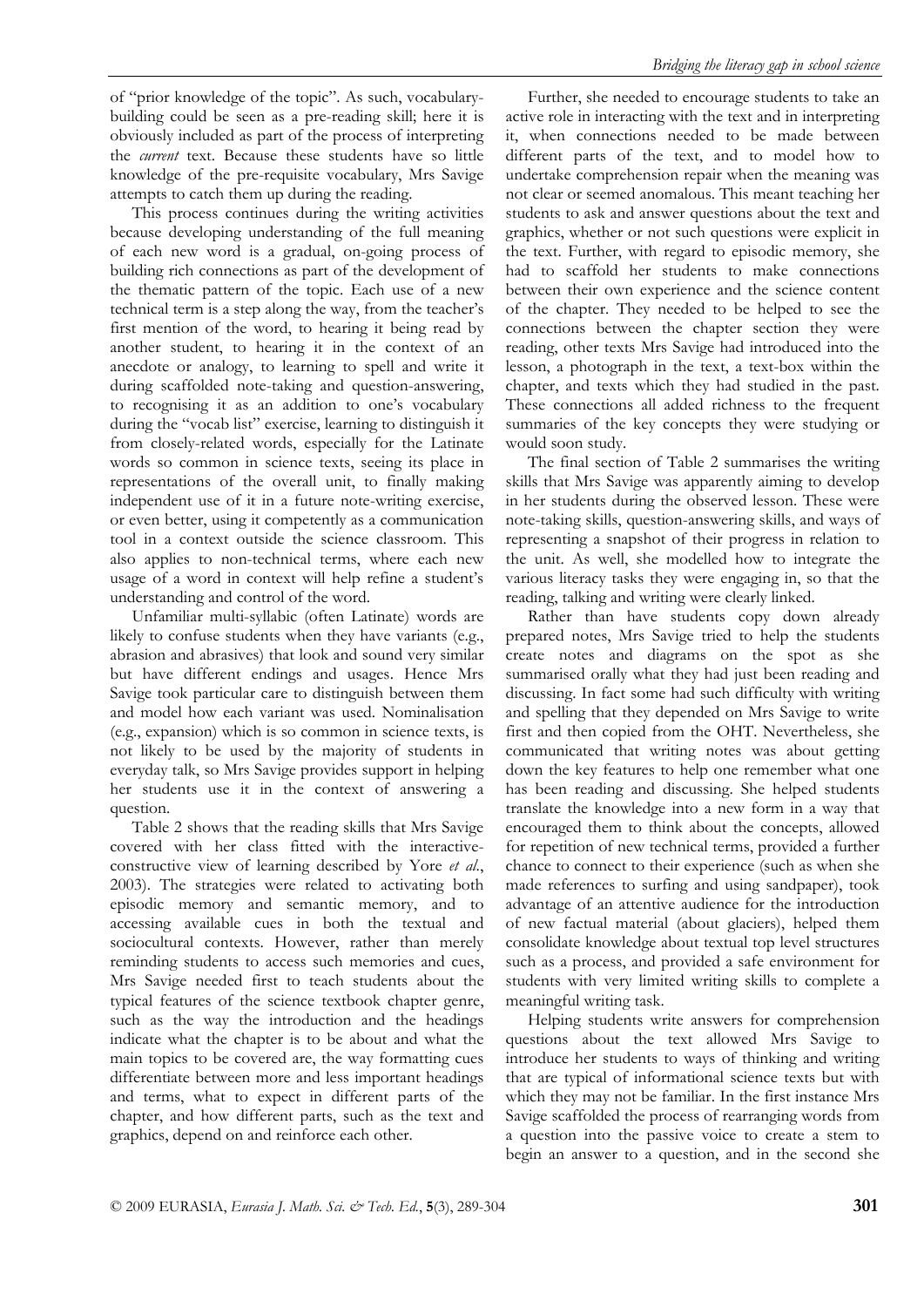of "prior knowledge of the topic". As such, vocabulary-building could be seen as a pre-reading skill; here it is obviously included as part of the process of interpreting the *current* text. Because these students have so little knowledge of the pre-requisite vocabulary, Mrs Savige attempts to catch them up during the reading.

This process continues during the writing activities because developing understanding of the full meaning of each new word is a gradual, on-going process of building rich connections as part of the development of the thematic pattern of the topic. Each use of a new technical term is a step along the way, from the teacher's first mention of the word, to hearing it being read by another student, to hearing it in the context of an anecdote or analogy, to learning to spell and write it during scaffolded note-taking and question-answering, to recognising it as an addition to one's vocabulary during the "vocab list" exercise, learning to distinguish it from closely-related words, especially for the Latinate words so common in science texts, seeing its place in representations of the overall unit, to finally making independent use of it in a future note-writing exercise, or even better, using it competently as a communication tool in a context outside the science classroom. This also applies to non-technical terms, where each new usage of a word in context will help refine a student's understanding and control of the word.

Unfamiliar multi-syllabic (often Latinate) words are likely to confuse students when they have variants (e.g., abrasion and abrasives) that look and sound very similar but have different endings and usages. Hence Mrs Savige took particular care to distinguish between them and model how each variant was used. Nominalisation (e.g., expansion) which is so common in science texts, is not likely to be used by the majority of students in everyday talk, so Mrs Savige provides support in helping her students use it in the context of answering a question.

Table 2 shows that the reading skills that Mrs Savige covered with her class fitted with the interactive-constructive view of learning described by Yore *et al*., 2003). The strategies were related to activating both episodic memory and semantic memory, and to accessing available cues in both the textual and sociocultural contexts. However, rather than merely reminding students to access such memories and cues, Mrs Savige needed first to teach students about the typical features of the science textbook chapter genre, such as the way the introduction and the headings indicate what the chapter is to be about and what the main topics to be covered are, the way formatting cues differentiate between more and less important headings and terms, what to expect in different parts of the chapter, and how different parts, such as the text and graphics, depend on and reinforce each other.

Further, she needed to encourage students to take an active role in interacting with the text and in interpreting it, when connections needed to be made between different parts of the text, and to model how to undertake comprehension repair when the meaning was not clear or seemed anomalous. This meant teaching her students to ask and answer questions about the text and graphics, whether or not such questions were explicit in the text. Further, with regard to episodic memory, she had to scaffold her students to make connections between their own experience and the science content of the chapter. They needed to be helped to see the connections between the chapter section they were reading, other texts Mrs Savige had introduced into the lesson, a photograph in the text, a text-box within the chapter, and texts which they had studied in the past. These connections all added richness to the frequent summaries of the key concepts they were studying or would soon study.

The final section of Table 2 summarises the writing skills that Mrs Savige was apparently aiming to develop in her students during the observed lesson. These were note-taking skills, question-answering skills, and ways of representing a snapshot of their progress in relation to the unit. As well, she modelled how to integrate the various literacy tasks they were engaging in, so that the reading, talking and writing were clearly linked.

Rather than have students copy down already prepared notes, Mrs Savige tried to help the students create notes and diagrams on the spot as she summarised orally what they had just been reading and discussing. In fact some had such difficulty with writing and spelling that they depended on Mrs Savige to write first and then copied from the OHT. Nevertheless, she communicated that writing notes was about getting down the key features to help one remember what one has been reading and discussing. She helped students translate the knowledge into a new form in a way that encouraged them to think about the concepts, allowed for repetition of new technical terms, provided a further chance to connect to their experience (such as when she made references to surfing and using sandpaper), took advantage of an attentive audience for the introduction of new factual material (about glaciers), helped them consolidate knowledge about textual top level structures such as a process, and provided a safe environment for students with very limited writing skills to complete a meaningful writing task.

Helping students write answers for comprehension questions about the text allowed Mrs Savige to introduce her students to ways of thinking and writing that are typical of informational science texts but with which they may not be familiar. In the first instance Mrs Savige scaffolded the process of rearranging words from a question into the passive voice to create a stem to begin an answer to a question, and in the second she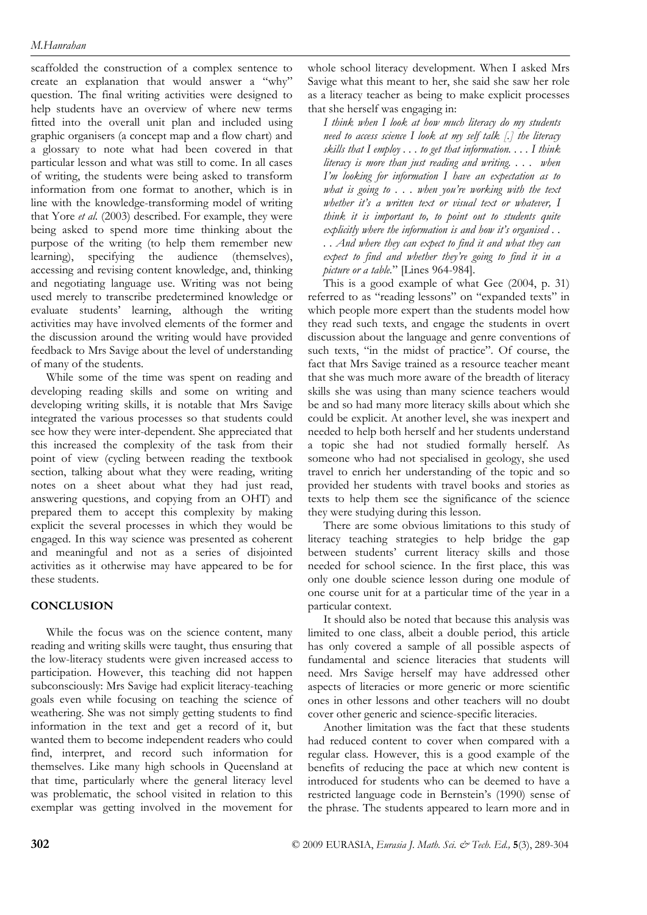scaffolded the construction of a complex sentence to create an explanation that would answer a "why" question. The final writing activities were designed to help students have an overview of where new terms fitted into the overall unit plan and included using graphic organisers (a concept map and a flow chart) and a glossary to note what had been covered in that particular lesson and what was still to come. In all cases of writing, the students were being asked to transform information from one format to another, which is in line with the knowledge-transforming model of writing that Yore *et al.* (2003) described. For example, they were being asked to spend more time thinking about the purpose of the writing (to help them remember new learning), specifying the audience (themselves), accessing and revising content knowledge, and, thinking and negotiating language use. Writing was not being used merely to transcribe predetermined knowledge or evaluate students' learning, although the writing activities may have involved elements of the former and the discussion around the writing would have provided feedback to Mrs Savige about the level of understanding of many of the students.

While some of the time was spent on reading and developing reading skills and some on writing and developing writing skills, it is notable that Mrs Savige integrated the various processes so that students could see how they were inter-dependent. She appreciated that this increased the complexity of the task from their point of view (cycling between reading the textbook section, talking about what they were reading, writing notes on a sheet about what they had just read, answering questions, and copying from an OHT) and prepared them to accept this complexity by making explicit the several processes in which they would be engaged. In this way science was presented as coherent and meaningful and not as a series of disjointed activities as it otherwise may have appeared to be for these students.

## CONCLUSION

While the focus was on the science content, many reading and writing skills were taught, thus ensuring that the low-literacy students were given increased access to participation. However, this teaching did not happen subconsciously: Mrs Savige had explicit literacy-teaching goals even while focusing on teaching the science of weathering. She was not simply getting students to find information in the text and get a record of it, but wanted them to become independent readers who could find, interpret, and record such information for themselves. Like many high schools in Queensland at that time, particularly where the general literacy level was problematic, the school visited in relation to this exemplar was getting involved in the movement for whole school literacy development. When I asked Mrs Savige what this meant to her, she said she saw her role as a literacy teacher as being to make explicit processes that she herself was engaging in:

*I think when I look at how much literacy do my students need to access science I look at my self talk [.] the literacy skills that I employ . . . to get that information. . . . I think literacy is more than just reading and writing. . . . when I'm looking for information I have an expectation as to what is going to . . . when you're working with the text whether it's a written text or visual text or whatever, I think it is important to, to point out to students quite explicitly where the information is and how it's organised . . . . And where they can expect to find it and what they can expect to find and whether they're going to find it in a picture or a table.*" [Lines 964-984].

This is a good example of what Gee (2004, p. 31) referred to as "reading lessons" on "expanded texts" in which people more expert than the students model how they read such texts, and engage the students in overt discussion about the language and genre conventions of such texts, "in the midst of practice". Of course, the fact that Mrs Savige trained as a resource teacher meant that she was much more aware of the breadth of literacy skills she was using than many science teachers would be and so had many more literacy skills about which she could be explicit. At another level, she was inexpert and needed to help both herself and her students understand a topic she had not studied formally herself. As someone who had not specialised in geology, she used travel to enrich her understanding of the topic and so provided her students with travel books and stories as texts to help them see the significance of the science they were studying during this lesson.

There are some obvious limitations to this study of literacy teaching strategies to help bridge the gap between students' current literacy skills and those needed for school science. In the first place, this was only one double science lesson during one module of one course unit for at a particular time of the year in a particular context.

It should also be noted that because this analysis was limited to one class, albeit a double period, this article has only covered a sample of all possible aspects of fundamental and science literacies that students will need. Mrs Savige herself may have addressed other aspects of literacies or more generic or more scientific ones in other lessons and other teachers will no doubt cover other generic and science-specific literacies.

Another limitation was the fact that these students had reduced content to cover when compared with a regular class. However, this is a good example of the benefits of reducing the pace at which new content is introduced for students who can be deemed to have a restricted language code in Bernstein's (1990) sense of the phrase. The students appeared to learn more and in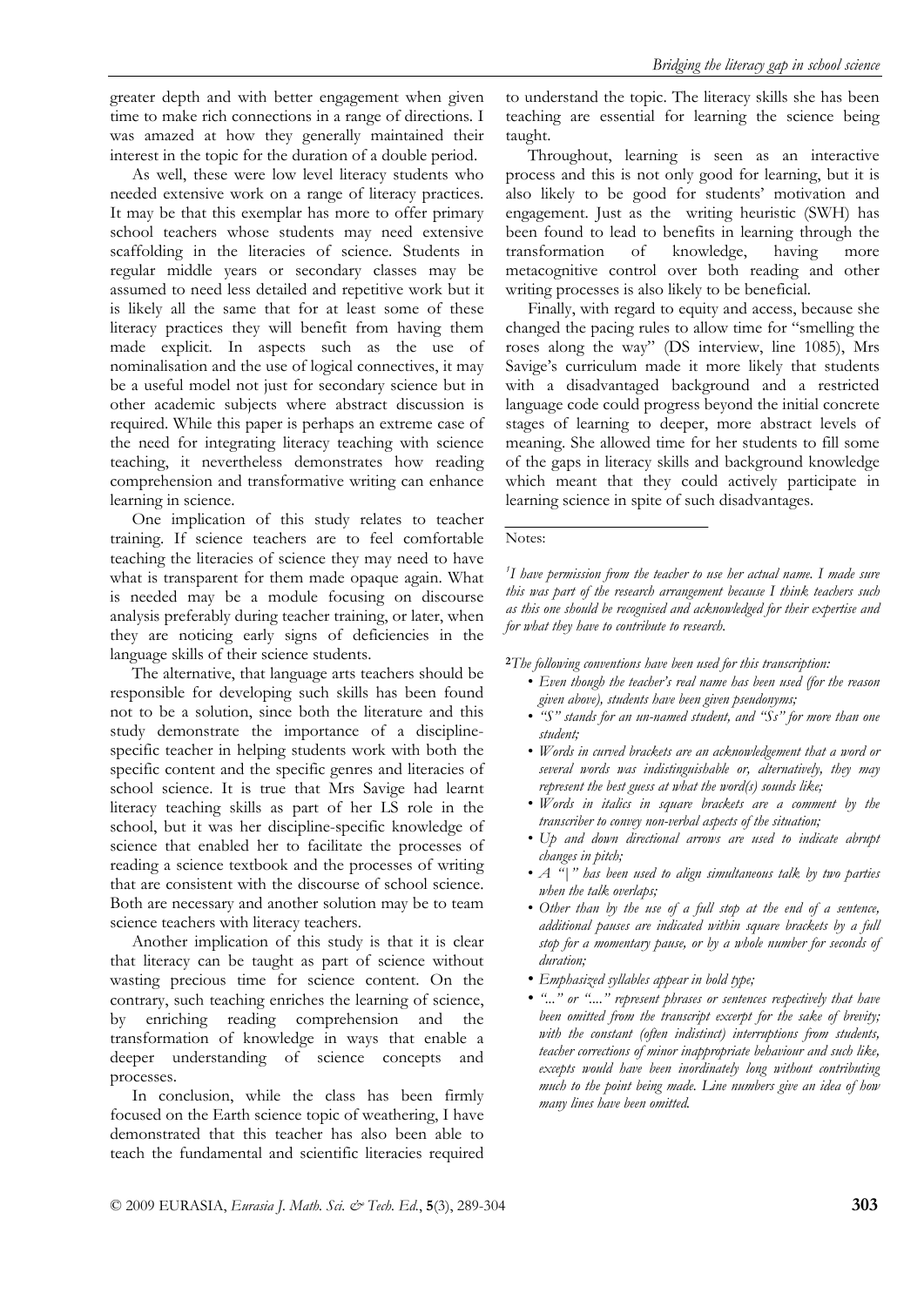greater depth and with better engagement when given time to make rich connections in a range of directions. I was amazed at how they generally maintained their interest in the topic for the duration of a double period.

As well, these were low level literacy students who needed extensive work on a range of literacy practices. It may be that this exemplar has more to offer primary school teachers whose students may need extensive scaffolding in the literacies of science. Students in regular middle years or secondary classes may be assumed to need less detailed and repetitive work but it is likely all the same that for at least some of these literacy practices they will benefit from having them made explicit. In aspects such as the use of nominalisation and the use of logical connectives, it may be a useful model not just for secondary science but in other academic subjects where abstract discussion is required. While this paper is perhaps an extreme case of the need for integrating literacy teaching with science teaching, it nevertheless demonstrates how reading comprehension and transformative writing can enhance learning in science.

One implication of this study relates to teacher training. If science teachers are to feel comfortable teaching the literacies of science they may need to have what is transparent for them made opaque again. What is needed may be a module focusing on discourse analysis preferably during teacher training, or later, when they are noticing early signs of deficiencies in the language skills of their science students.

The alternative, that language arts teachers should be responsible for developing such skills has been found not to be a solution, since both the literature and this study demonstrate the importance of a discipline-specific teacher in helping students work with both the specific content and the specific genres and literacies of school science. It is true that Mrs Savige had learnt literacy teaching skills as part of her LS role in the school, but it was her discipline-specific knowledge of science that enabled her to facilitate the processes of reading a science textbook and the processes of writing that are consistent with the discourse of school science. Both are necessary and another solution may be to team science teachers with literacy teachers.

Another implication of this study is that it is clear that literacy can be taught as part of science without wasting precious time for science content. On the contrary, such teaching enriches the learning of science, by enriching reading comprehension and the transformation of knowledge in ways that enable a deeper understanding of science concepts and processes.

In conclusion, while the class has been firmly focused on the Earth science topic of weathering, I have demonstrated that this teacher has also been able to teach the fundamental and scientific literacies required to understand the topic. The literacy skills she has been teaching are essential for learning the science being taught.

Throughout, learning is seen as an interactive process and this is not only good for learning, but it is also likely to be good for students' motivation and engagement. Just as the writing heuristic (SWH) has been found to lead to benefits in learning through the transformation of knowledge, having more metacognitive control over both reading and other writing processes is also likely to be beneficial.

Finally, with regard to equity and access, because she changed the pacing rules to allow time for "smelling the roses along the way" (DS interview, line 1085), Mrs Savige's curriculum made it more likely that students with a disadvantaged background and a restricted language code could progress beyond the initial concrete stages of learning to deeper, more abstract levels of meaning. She allowed time for her students to fill some of the gaps in literacy skills and background knowledge which meant that they could actively participate in learning science in spite of such disadvantages.

---

Notes:

[1]*I have permission from the teacher to use her actual name. I made sure this was part of the research arrangement because I think teachers such as this one should be recognised and acknowledged for their expertise and for what they have to contribute to research.*

[2]*The following conventions have been used for this transcription:*

- *Even though the teacher's real name has been used (for the reason given above), students have been given pseudonyms;*
- *"S" stands for an un-named student, and "Ss" for more than one student;*
- *Words in curved brackets are an acknowledgement that a word or several words was indistinguishable or, alternatively, they may represent the best guess at what the word(s) sounds like;*
- *Words in italics in square brackets are a comment by the transcriber to convey non-verbal aspects of the situation;*
- *Up and down directional arrows are used to indicate abrupt changes in pitch;*
- *A "|" has been used to align simultaneous talk by two parties when the talk overlaps;*
- *Other than by the use of a full stop at the end of a sentence, additional pauses are indicated within square brackets by a full stop for a momentary pause, or by a whole number for seconds of duration;*
- *Emphasized syllables appear in bold type;*
- *"..." or "...." represent phrases or sentences respectively that have been omitted from the transcript excerpt for the sake of brevity; with the constant (often indistinct) interruptions from students, teacher corrections of minor inappropriate behaviour and such like, excepts would have been inordinately long without contributing much to the point being made. Line numbers give an idea of how many lines have been omitted.*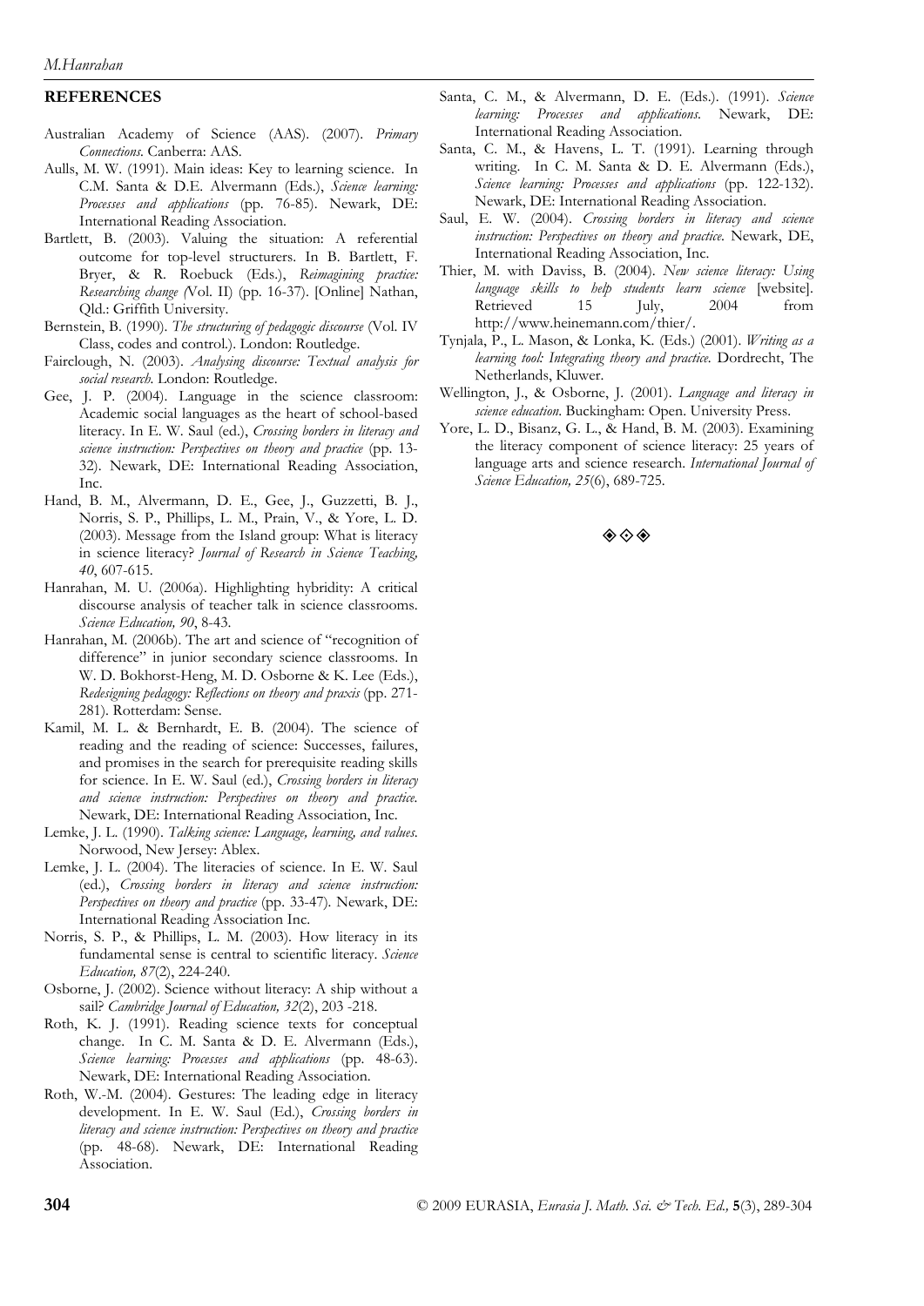## REFERENCES

Australian Academy of Science (AAS). (2007). *Primary Connections*. Canberra: AAS.

Aulls, M. W. (1991). Main ideas: Key to learning science. In C.M. Santa & D.E. Alvermann (Eds.), *Science learning: Processes and applications* (pp. 76-85). Newark, DE: International Reading Association.

Bartlett, B. (2003). Valuing the situation: A referential outcome for top-level structurers. In B. Bartlett, F. Bryer, & R. Roebuck (Eds.), *Reimagining practice: Researching change (*Vol. II) (pp. 16-37). [Online] Nathan, Qld.: Griffith University.

Bernstein, B. (1990). *The structuring of pedagogic discourse* (Vol. IV Class, codes and control.). London: Routledge.

Fairclough, N. (2003). *Analysing discourse: Textual analysis for social research*. London: Routledge.

Gee, J. P. (2004). Language in the science classroom: Academic social languages as the heart of school-based literacy. In E. W. Saul (ed.), *Crossing borders in literacy and science instruction: Perspectives on theory and practice* (pp. 13-32). Newark, DE: International Reading Association, Inc.

Hand, B. M., Alvermann, D. E., Gee, J., Guzzetti, B. J., Norris, S. P., Phillips, L. M., Prain, V., & Yore, L. D. (2003). Message from the Island group: What is literacy in science literacy? *Journal of Research in Science Teaching, 40*, 607-615.

Hanrahan, M. U. (2006a). Highlighting hybridity: A critical discourse analysis of teacher talk in science classrooms. *Science Education, 90*, 8-43.

Hanrahan, M. (2006b). The art and science of "recognition of difference" in junior secondary science classrooms. In W. D. Bokhorst-Heng, M. D. Osborne & K. Lee (Eds.), *Redesigning pedagogy: Reflections on theory and praxis* (pp. 271-281). Rotterdam: Sense.

Kamil, M. L. & Bernhardt, E. B. (2004). The science of reading and the reading of science: Successes, failures, and promises in the search for prerequisite reading skills for science. In E. W. Saul (ed.), *Crossing borders in literacy and science instruction: Perspectives on theory and practice.* Newark, DE: International Reading Association, Inc.

Lemke, J. L. (1990). *Talking science: Language, learning, and values.* Norwood, New Jersey: Ablex.

Lemke, J. L. (2004). The literacies of science. In E. W. Saul (ed.), *Crossing borders in literacy and science instruction: Perspectives on theory and practice* (pp. 33-47). Newark, DE: International Reading Association Inc.

Norris, S. P., & Phillips, L. M. (2003). How literacy in its fundamental sense is central to scientific literacy. *Science Education, 87*(2), 224-240.

Osborne, J. (2002). Science without literacy: A ship without a sail? *Cambridge Journal of Education, 32*(2), 203 -218.

Roth, K. J. (1991). Reading science texts for conceptual change. In C. M. Santa & D. E. Alvermann (Eds.), *Science learning: Processes and applications* (pp. 48-63). Newark, DE: International Reading Association.

Roth, W.-M. (2004). Gestures: The leading edge in literacy development. In E. W. Saul (Ed.), *Crossing borders in literacy and science instruction: Perspectives on theory and practice* (pp. 48-68). Newark, DE: International Reading Association.

Santa, C. M., & Alvermann, D. E. (Eds.). (1991). *Science learning: Processes and applications.* Newark, DE: International Reading Association.

Santa, C. M., & Havens, L. T. (1991). Learning through writing. In C. M. Santa & D. E. Alvermann (Eds.), *Science learning: Processes and applications* (pp. 122-132). Newark, DE: International Reading Association.

Saul, E. W. (2004). *Crossing borders in literacy and science instruction: Perspectives on theory and practice.* Newark, DE, International Reading Association, Inc.

Thier, M. with Daviss, B. (2004). *New science literacy: Using language skills to help students learn science* [website]. Retrieved 15 July, 2004 from http://www.heinemann.com/thier/.

Tynjala, P., L. Mason, & Lonka, K. (Eds.) (2001). *Writing as a learning tool: Integrating theory and practice.* Dordrecht, The Netherlands, Kluwer.

Wellington, J., & Osborne, J. (2001). *Language and literacy in science education.* Buckingham: Open. University Press.

Yore, L. D., Bisanz, G. L., & Hand, B. M. (2003). Examining the literacy component of science literacy: 25 years of language arts and science research. *International Journal of Science Education, 25*(6), 689-725.

◈◇◈